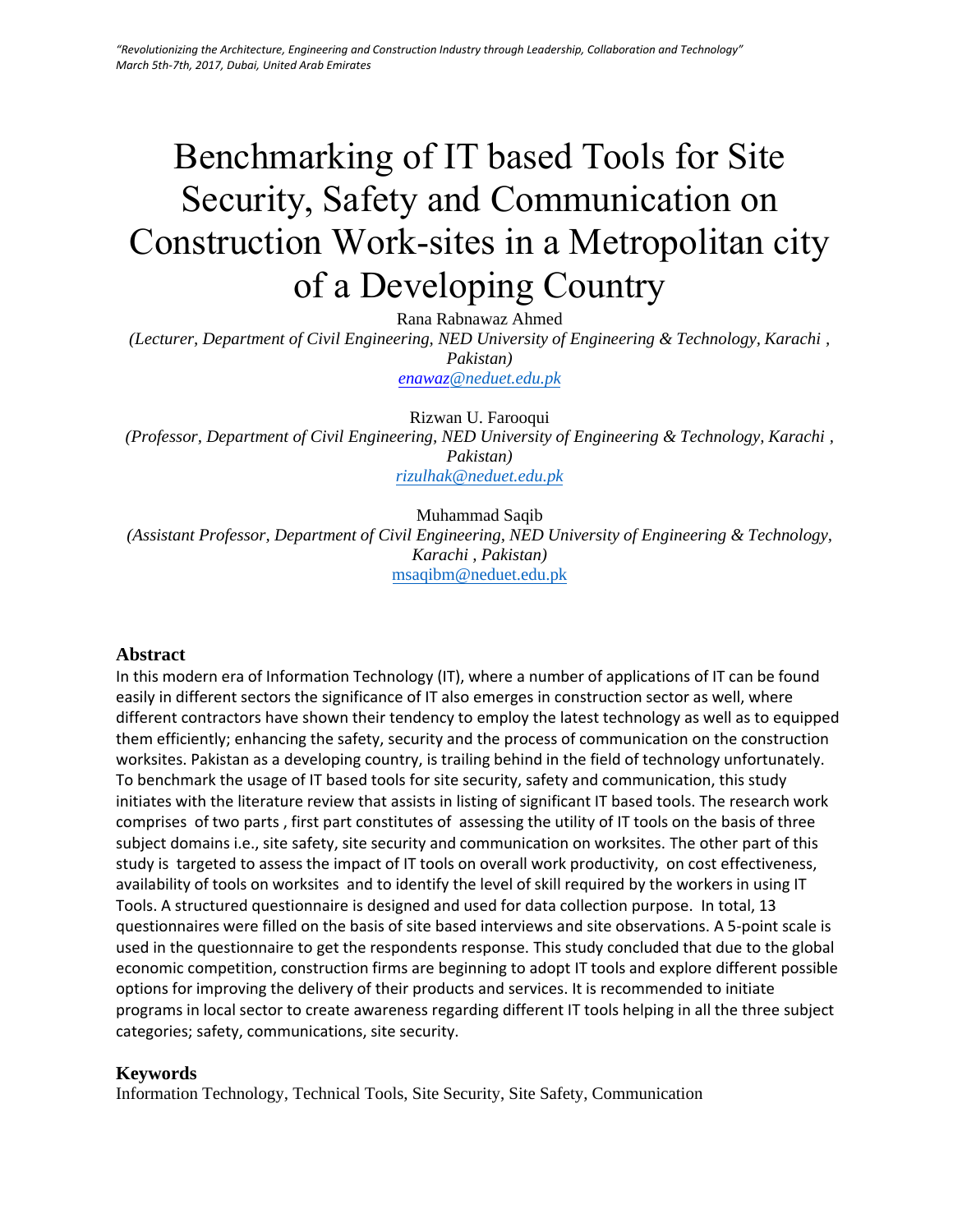# Benchmarking of IT based Tools for Site Security, Safety and Communication on Construction Work-sites in a Metropolitan city of a Developing Country

Rana Rabnawaz Ahmed

*(Lecturer, Department of Civil Engineering, NED University of Engineering & Technology, Karachi , Pakistan)*

*enawaz@neduet.edu.pk*

Rizwan U. Farooqui

*(Professor, Department of Civil Engineering, NED University of Engineering & Technology, Karachi , Pakistan)*

*rizulhak@neduet.edu.pk*

Muhammad Saqib

*(Assistant Professor, Department of Civil Engineering, NED University of Engineering & Technology, Karachi , Pakistan)*

msaqibm@neduet.edu.pk

## Abstract

In this modern era of Information Technology (IT), where a number of applications of IT can be found easily in different sectors the significance of IT also emerges in construction sector as well, where different contractors have shown their tendency to employ the latest technology as well as to equipped them efficiently; enhancing the safety, security and the process of communication on the construction worksites. Pakistan as a developing country, is trailing behind in the field of technology unfortunately. To benchmark the usage of IT based tools for site security, safety and communication, this study initiates with the literature review that assists in listing of significant IT based tools. The research work comprises of two parts , first part constitutes of assessing the utility of IT tools on the basis of three subject domains i.e., site safety, site security and communication on worksites. The other part of this study is targeted to assess the impact of IT tools on overall work productivity, on cost effectiveness, availability of tools on worksites and to identify the level of skill required by the workers in using IT Tools. A structured questionnaire is designed and used for data collection purpose. In total, 13 questionnaires were filled on the basis of site based interviews and site observations. A 5-point scale is used in the questionnaire to get the respondents response. This study concluded that due to the global economic competition, construction firms are beginning to adopt IT tools and explore different possible options for improving the delivery of their products and services. It is recommended to initiate programs in local sector to create awareness regarding different IT tools helping in all the three subject categories; safety, communications, site security.

## Keywords

Information Technology, Technical Tools, Site Security, Site Safety, Communication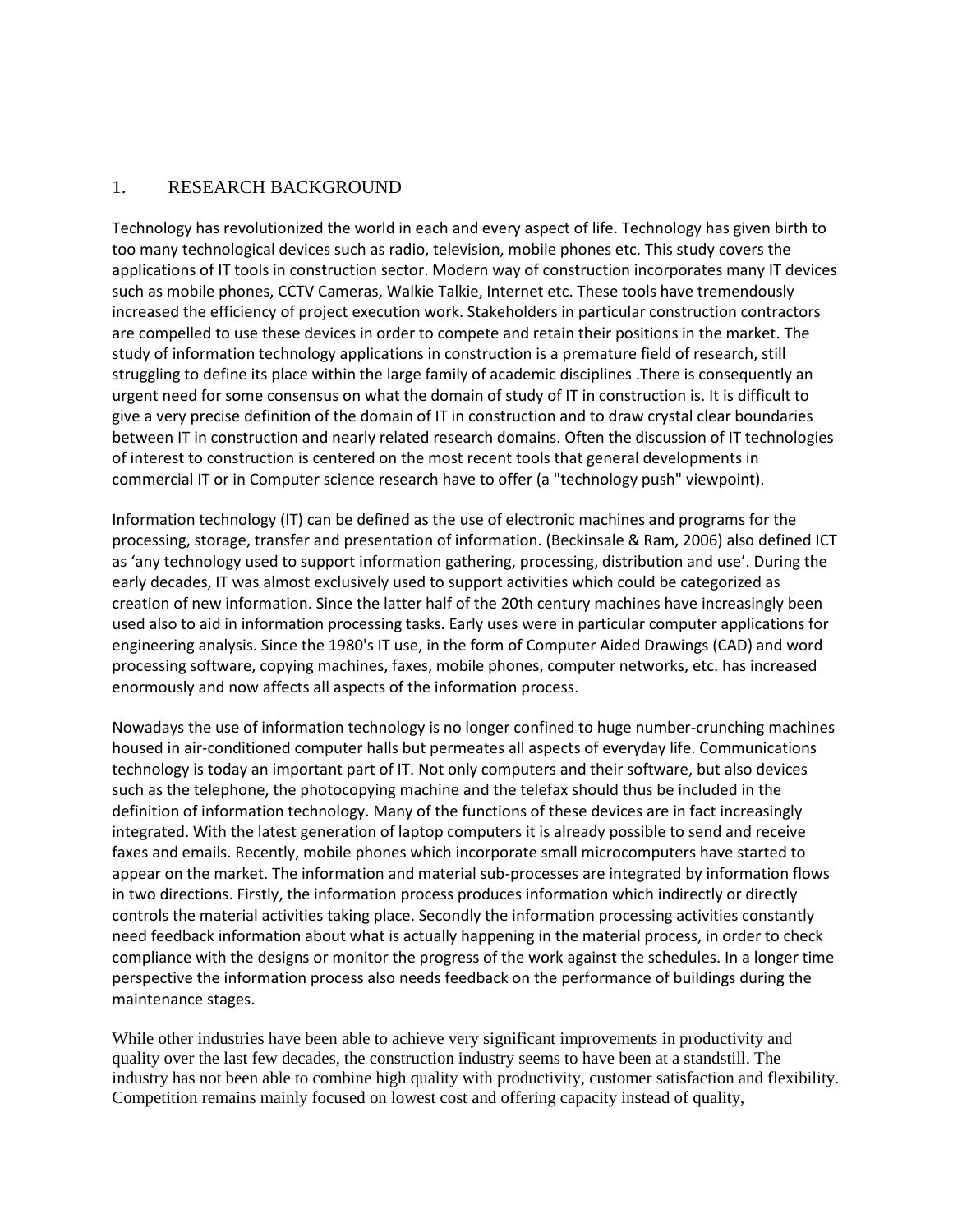# 1. RESEARCH BACKGROUND

Technology has revolutionized the world in each and every aspect of life. Technology has given birth to too many technological devices such as radio, television, mobile phones etc. This study covers the applications of IT tools in construction sector. Modern way of construction incorporates many IT devices such as mobile phones, CCTV Cameras, Walkie Talkie, Internet etc. These tools have tremendously increased the efficiency of project execution work. Stakeholders in particular construction contractors are compelled to use these devices in order to compete and retain their positions in the market. The study of information technology applications in construction is a premature field of research, still struggling to define its place within the large family of academic disciplines .There is consequently an urgent need for some consensus on what the domain of study of IT in construction is. It is difficult to give a very precise definition of the domain of IT in construction and to draw crystal clear boundaries between IT in construction and nearly related research domains. Often the discussion of IT technologies of interest to construction is centered on the most recent tools that general developments in commercial IT or in Computer science research have to offer (a "technology push" viewpoint).

Information technology (IT) can be defined as the use of electronic machines and programs for the processing, storage, transfer and presentation of information. (Beckinsale & Ram, 2006) also defined ICT as 'any technology used to support information gathering, processing, distribution and use'. During the early decades, IT was almost exclusively used to support activities which could be categorized as creation of new information. Since the latter half of the 20th century machines have increasingly been used also to aid in information processing tasks. Early uses were in particular computer applications for engineering analysis. Since the 1980's IT use, in the form of Computer Aided Drawings (CAD) and word processing software, copying machines, faxes, mobile phones, computer networks, etc. has increased enormously and now affects all aspects of the information process.

Nowadays the use of information technology is no longer confined to huge number-crunching machines housed in air-conditioned computer halls but permeates all aspects of everyday life. Communications technology is today an important part of IT. Not only computers and their software, but also devices such as the telephone, the photocopying machine and the telefax should thus be included in the definition of information technology. Many of the functions of these devices are in fact increasingly integrated. With the latest generation of laptop computers it is already possible to send and receive faxes and emails. Recently, mobile phones which incorporate small microcomputers have started to appear on the market. The information and material sub-processes are integrated by information flows in two directions. Firstly, the information process produces information which indirectly or directly controls the material activities taking place. Secondly the information processing activities constantly need feedback information about what is actually happening in the material process, in order to check compliance with the designs or monitor the progress of the work against the schedules. In a longer time perspective the information process also needs feedback on the performance of buildings during the maintenance stages.

While other industries have been able to achieve very significant improvements in productivity and quality over the last few decades, the construction industry seems to have been at a standstill. The industry has not been able to combine high quality with productivity, customer satisfaction and flexibility. Competition remains mainly focused on lowest cost and offering capacity instead of quality,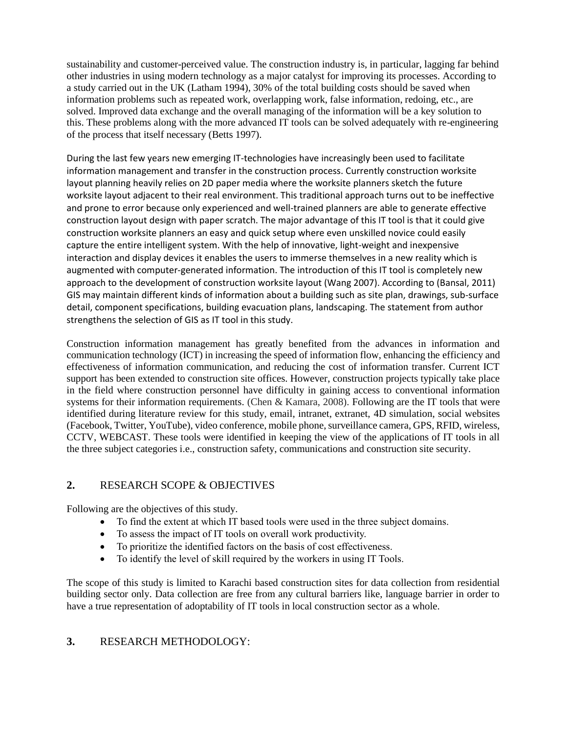sustainability and customer-perceived value. The construction industry is, in particular, lagging far behind other industries in using modern technology as a major catalyst for improving its processes. According to a study carried out in the UK (Latham 1994), 30% of the total building costs should be saved when information problems such as repeated work, overlapping work, false information, redoing, etc., are solved. Improved data exchange and the overall managing of the information will be a key solution to this. These problems along with the more advanced IT tools can be solved adequately with re-engineering of the process that itself necessary (Betts 1997).

During the last few years new emerging IT-technologies have increasingly been used to facilitate information management and transfer in the construction process. Currently construction worksite layout planning heavily relies on 2D paper media where the worksite planners sketch the future worksite layout adjacent to their real environment. This traditional approach turns out to be ineffective and prone to error because only experienced and well-trained planners are able to generate effective construction layout design with paper scratch. The major advantage of this IT tool is that it could give construction worksite planners an easy and quick setup where even unskilled novice could easily capture the entire intelligent system. With the help of innovative, light-weight and inexpensive interaction and display devices it enables the users to immerse themselves in a new reality which is augmented with computer-generated information. The introduction of this IT tool is completely new approach to the development of construction worksite layout (Wang 2007). According to (Bansal, 2011) GIS may maintain different kinds of information about a building such as site plan, drawings, sub-surface detail, component specifications, building evacuation plans, landscaping. The statement from author strengthens the selection of GIS as IT tool in this study.

Construction information management has greatly benefited from the advances in information and communication technology (ICT) in increasing the speed of information flow, enhancing the efficiency and effectiveness of information communication, and reducing the cost of information transfer. Current ICT support has been extended to construction site offices. However, construction projects typically take place in the field where construction personnel have difficulty in gaining access to conventional information systems for their information requirements. (Chen & Kamara, 2008). Following are the IT tools that were identified during literature review for this study, email, intranet, extranet, 4D simulation, social websites (Facebook, Twitter, YouTube), video conference, mobile phone, surveillance camera, GPS, RFID, wireless, CCTV, WEBCAST. These tools were identified in keeping the view of the applications of IT tools in all the three subject categories i.e., construction safety, communications and construction site security.

## 2. RESEARCH SCOPE & OBJECTIVES

Following are the objectives of this study.

- To find the extent at which IT based tools were used in the three subject domains.
- To assess the impact of IT tools on overall work productivity.
- To prioritize the identified factors on the basis of cost effectiveness.
- To identify the level of skill required by the workers in using IT Tools.

The scope of this study is limited to Karachi based construction sites for data collection from residential building sector only. Data collection are free from any cultural barriers like, language barrier in order to have a true representation of adoptability of IT tools in local construction sector as a whole.

## 3. RESEARCH METHODOLOGY: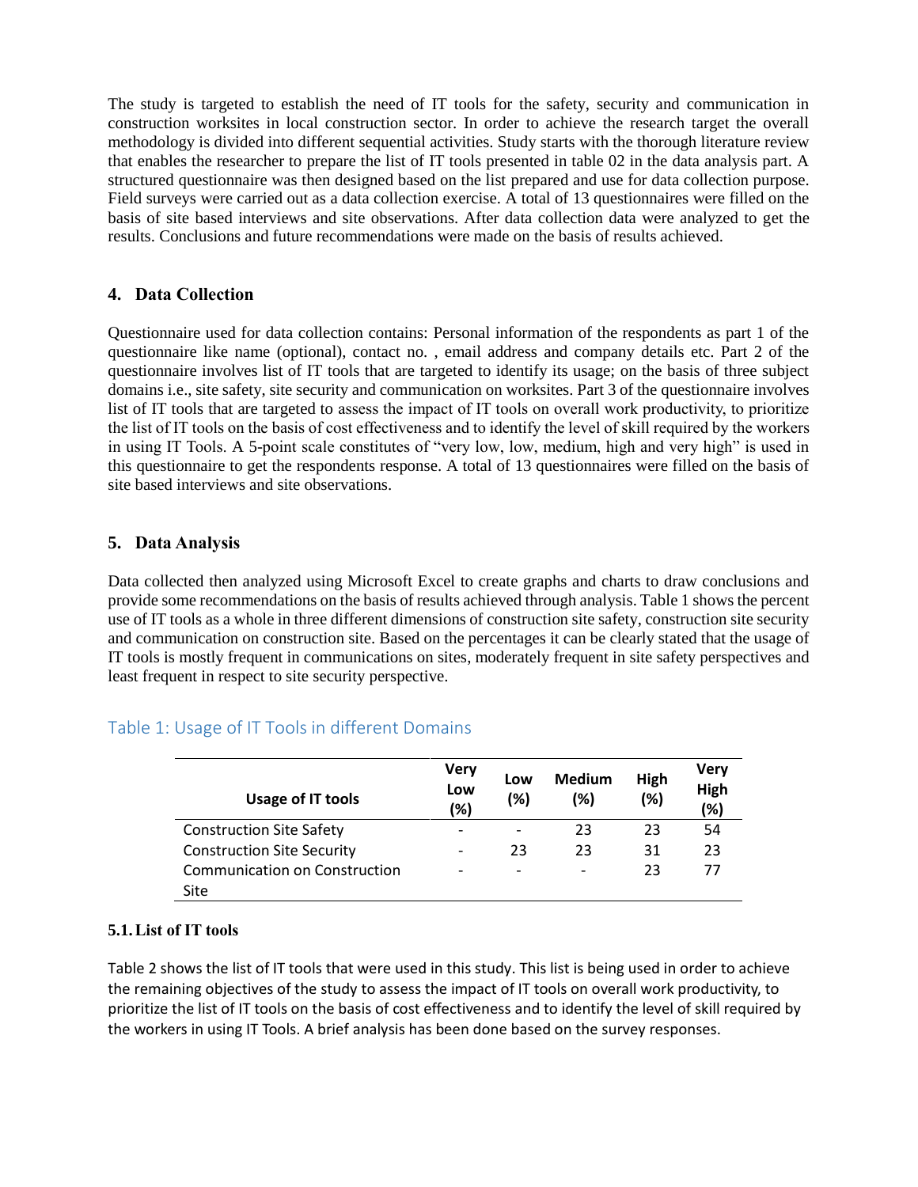The study is targeted to establish the need of IT tools for the safety, security and communication in construction worksites in local construction sector. In order to achieve the research target the overall methodology is divided into different sequential activities. Study starts with the thorough literature review that enables the researcher to prepare the list of IT tools presented in table 02 in the data analysis part. A structured questionnaire was then designed based on the list prepared and use for data collection purpose. Field surveys were carried out as a data collection exercise. A total of 13 questionnaires were filled on the basis of site based interviews and site observations. After data collection data were analyzed to get the results. Conclusions and future recommendations were made on the basis of results achieved.

## 4. Data Collection

Questionnaire used for data collection contains: Personal information of the respondents as part 1 of the questionnaire like name (optional), contact no. , email address and company details etc. Part 2 of the questionnaire involves list of IT tools that are targeted to identify its usage; on the basis of three subject domains i.e., site safety, site security and communication on worksites. Part 3 of the questionnaire involves list of IT tools that are targeted to assess the impact of IT tools on overall work productivity, to prioritize the list of IT tools on the basis of cost effectiveness and to identify the level of skill required by the workers in using IT Tools. A 5-point scale constitutes of "very low, low, medium, high and very high" is used in this questionnaire to get the respondents response. A total of 13 questionnaires were filled on the basis of site based interviews and site observations.

## 5. Data Analysis

Data collected then analyzed using Microsoft Excel to create graphs and charts to draw conclusions and provide some recommendations on the basis of results achieved through analysis. Table 1 shows the percent use of IT tools as a whole in three different dimensions of construction site safety, construction site security and communication on construction site. Based on the percentages it can be clearly stated that the usage of IT tools is mostly frequent in communications on sites, moderately frequent in site safety perspectives and least frequent in respect to site security perspective.

Table 1: Usage of IT Tools in different Domains

| Usage of IT tools | Very Low (%) | Low (%) | Medium (%) | High (%) | Very High (%) |
|---|---|---|---|---|---|
| Construction Site Safety | - | - | 23 | 23 | 54 |
| Construction Site Security | - | 23 | 23 | 31 | 23 |
| Communication on Construction Site | - | - | - | 23 | 77 |

### 5.1. List of IT tools

Table 2 shows the list of IT tools that were used in this study. This list is being used in order to achieve the remaining objectives of the study to assess the impact of IT tools on overall work productivity, to prioritize the list of IT tools on the basis of cost effectiveness and to identify the level of skill required by the workers in using IT Tools. A brief analysis has been done based on the survey responses.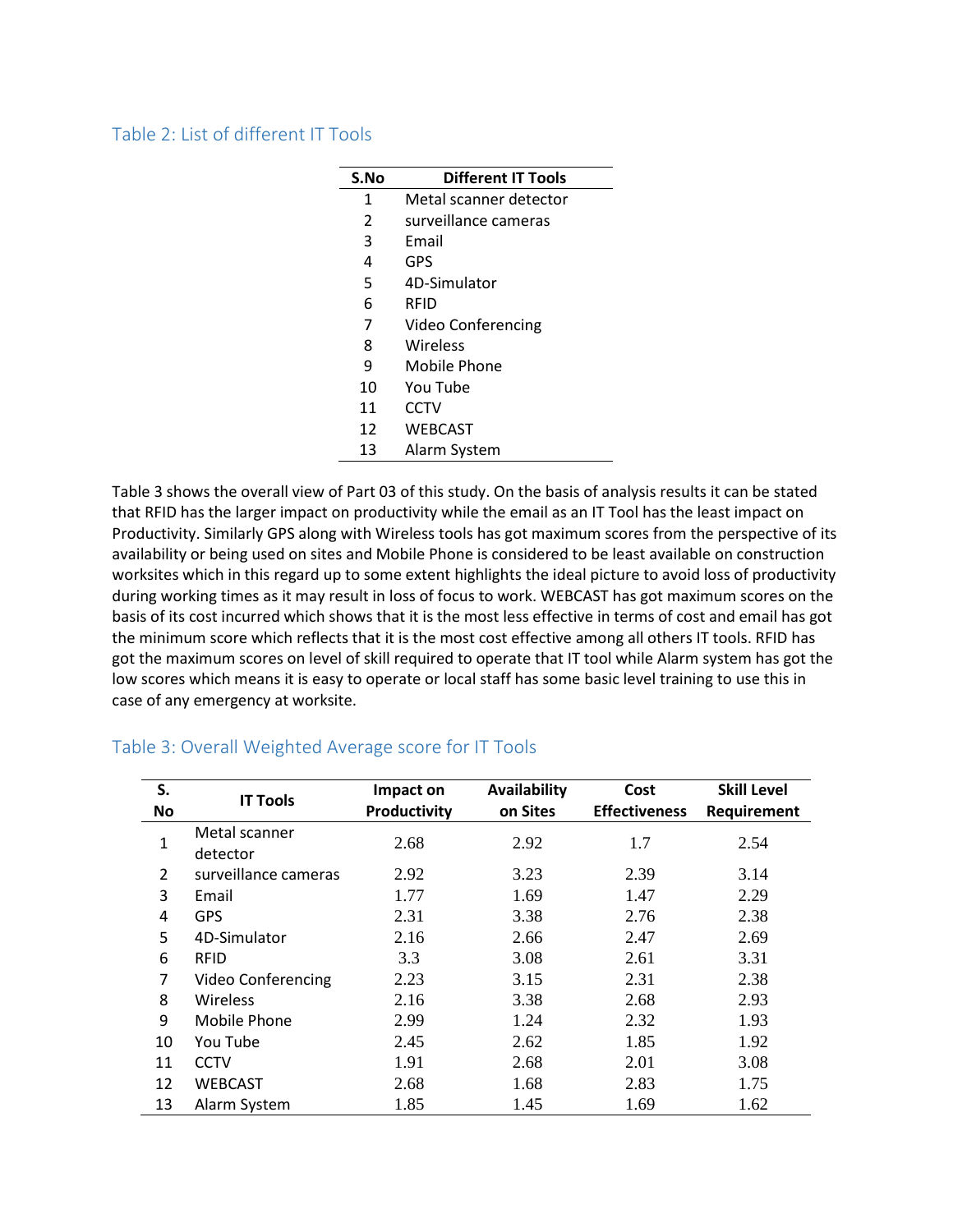### Table 2: List of different IT Tools

| S.No | Different IT Tools |
|---|---|
| 1 | Metal scanner detector |
| 2 | surveillance cameras |
| 3 | Email |
| 4 | GPS |
| 5 | 4D-Simulator |
| 6 | RFID |
| 7 | Video Conferencing |
| 8 | Wireless |
| 9 | Mobile Phone |
| 10 | You Tube |
| 11 | CCTV |
| 12 | WEBCAST |
| 13 | Alarm System |

Table 3 shows the overall view of Part 03 of this study. On the basis of analysis results it can be stated that RFID has the larger impact on productivity while the email as an IT Tool has the least impact on Productivity. Similarly GPS along with Wireless tools has got maximum scores from the perspective of its availability or being used on sites and Mobile Phone is considered to be least available on construction worksites which in this regard up to some extent highlights the ideal picture to avoid loss of productivity during working times as it may result in loss of focus to work. WEBCAST has got maximum scores on the basis of its cost incurred which shows that it is the most less effective in terms of cost and email has got the minimum score which reflects that it is the most cost effective among all others IT tools. RFID has got the maximum scores on level of skill required to operate that IT tool while Alarm system has got the low scores which means it is easy to operate or local staff has some basic level training to use this in case of any emergency at worksite.

### Table 3: Overall Weighted Average score for IT Tools

| S. No | IT Tools | Impact on Productivity | Availability on Sites | Cost Effectiveness | Skill Level Requirement |
|---|---|---|---|---|---|
| 1 | Metal scanner detector | 2.68 | 2.92 | 1.7 | 2.54 |
| 2 | surveillance cameras | 2.92 | 3.23 | 2.39 | 3.14 |
| 3 | Email | 1.77 | 1.69 | 1.47 | 2.29 |
| 4 | GPS | 2.31 | 3.38 | 2.76 | 2.38 |
| 5 | 4D-Simulator | 2.16 | 2.66 | 2.47 | 2.69 |
| 6 | RFID | 3.3 | 3.08 | 2.61 | 3.31 |
| 7 | Video Conferencing | 2.23 | 3.15 | 2.31 | 2.38 |
| 8 | Wireless | 2.16 | 3.38 | 2.68 | 2.93 |
| 9 | Mobile Phone | 2.99 | 1.24 | 2.32 | 1.93 |
| 10 | You Tube | 2.45 | 2.62 | 1.85 | 1.92 |
| 11 | CCTV | 1.91 | 2.68 | 2.01 | 3.08 |
| 12 | WEBCAST | 2.68 | 1.68 | 2.83 | 1.75 |
| 13 | Alarm System | 1.85 | 1.45 | 1.69 | 1.62 |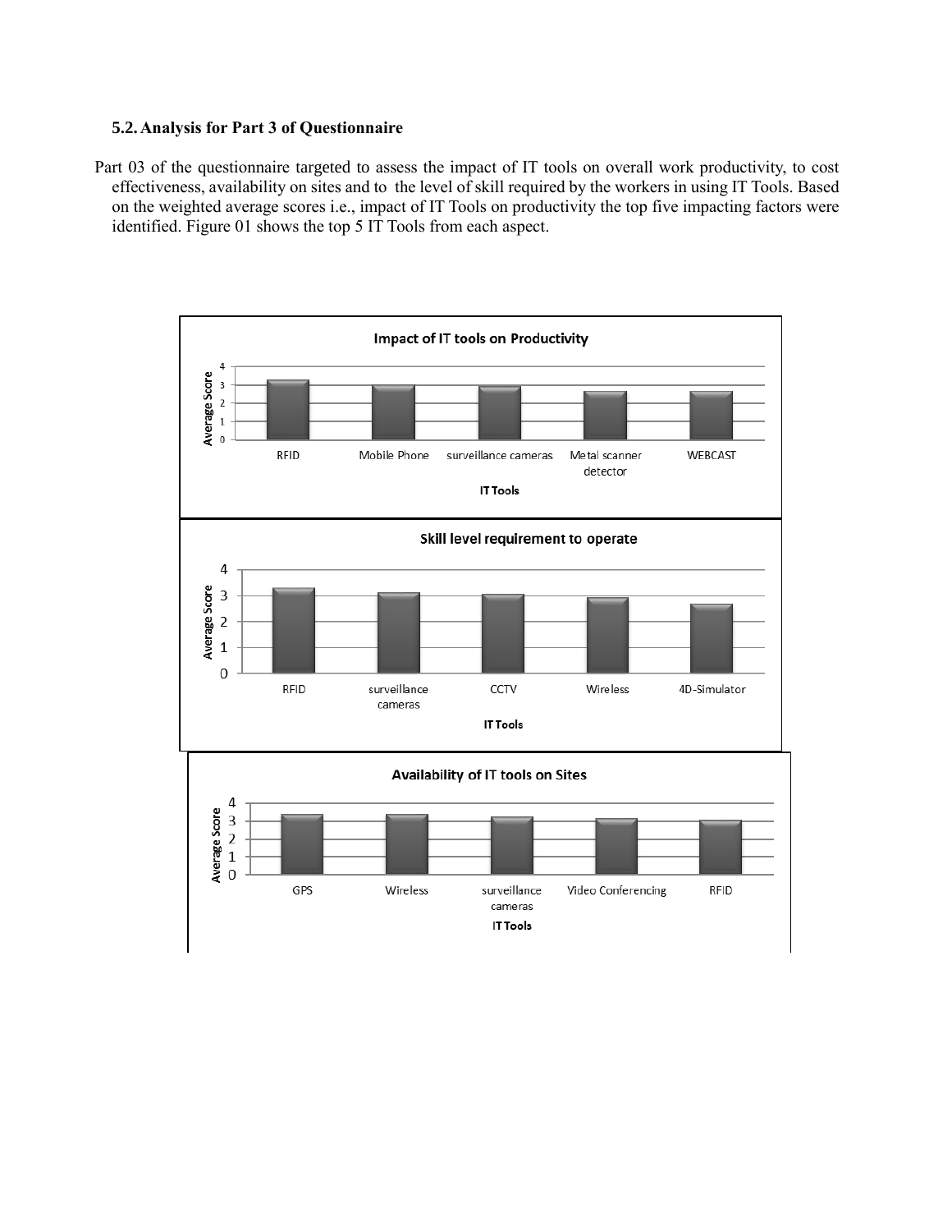### 5.2. Analysis for Part 3 of Questionnaire

Part 03 of the questionnaire targeted to assess the impact of IT tools on overall work productivity, to cost effectiveness, availability on sites and to the level of skill required by the workers in using IT Tools. Based on the weighted average scores i.e., impact of IT Tools on productivity the top five impacting factors were identified. Figure 01 shows the top 5 IT Tools from each aspect.

**Impact of IT tools on Productivity**

Average Score

RFID, Mobile Phone, surveillance cameras, Metal scanner detector, WEBCAST

**IT Tools**

**Skill level requirement to operate**

Average Score

RFID, surveillance cameras, CCTV, Wireless, 4D-Simulator

**IT Tools**

**Availability of IT tools on Sites**

Average Score

GPS, Wireless, surveillance cameras, Video Conferencing, RFID

**IT Tools**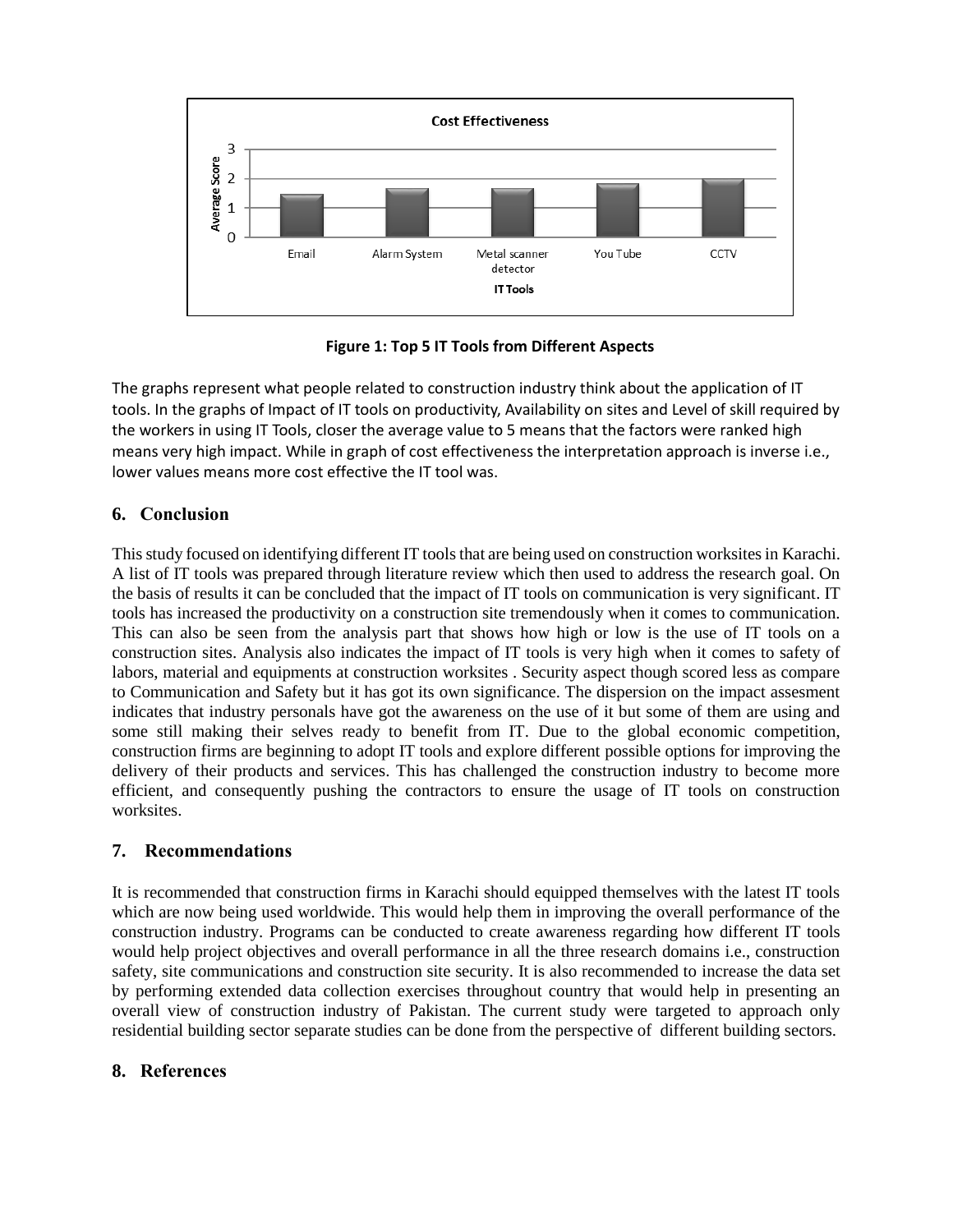**Figure 1: Top 5 IT Tools from Different Aspects**

The graphs represent what people related to construction industry think about the application of IT tools. In the graphs of Impact of IT tools on productivity, Availability on sites and Level of skill required by the workers in using IT Tools, closer the average value to 5 means that the factors were ranked high means very high impact. While in graph of cost effectiveness the interpretation approach is inverse i.e., lower values means more cost effective the IT tool was.

## 6. Conclusion

This study focused on identifying different IT tools that are being used on construction worksites in Karachi. A list of IT tools was prepared through literature review which then used to address the research goal. On the basis of results it can be concluded that the impact of IT tools on communication is very significant. IT tools has increased the productivity on a construction site tremendously when it comes to communication. This can also be seen from the analysis part that shows how high or low is the use of IT tools on a construction sites. Analysis also indicates the impact of IT tools is very high when it comes to safety of labors, material and equipments at construction worksites . Security aspect though scored less as compare to Communication and Safety but it has got its own significance. The dispersion on the impact assesment indicates that industry personals have got the awareness on the use of it but some of them are using and some still making their selves ready to benefit from IT. Due to the global economic competition, construction firms are beginning to adopt IT tools and explore different possible options for improving the delivery of their products and services. This has challenged the construction industry to become more efficient, and consequently pushing the contractors to ensure the usage of IT tools on construction worksites.

## 7. Recommendations

It is recommended that construction firms in Karachi should equipped themselves with the latest IT tools which are now being used worldwide. This would help them in improving the overall performance of the construction industry. Programs can be conducted to create awareness regarding how different IT tools would help project objectives and overall performance in all the three research domains i.e., construction safety, site communications and construction site security. It is also recommended to increase the data set by performing extended data collection exercises throughout country that would help in presenting an overall view of construction industry of Pakistan. The current study were targeted to approach only residential building sector separate studies can be done from the perspective of different building sectors.

## 8. References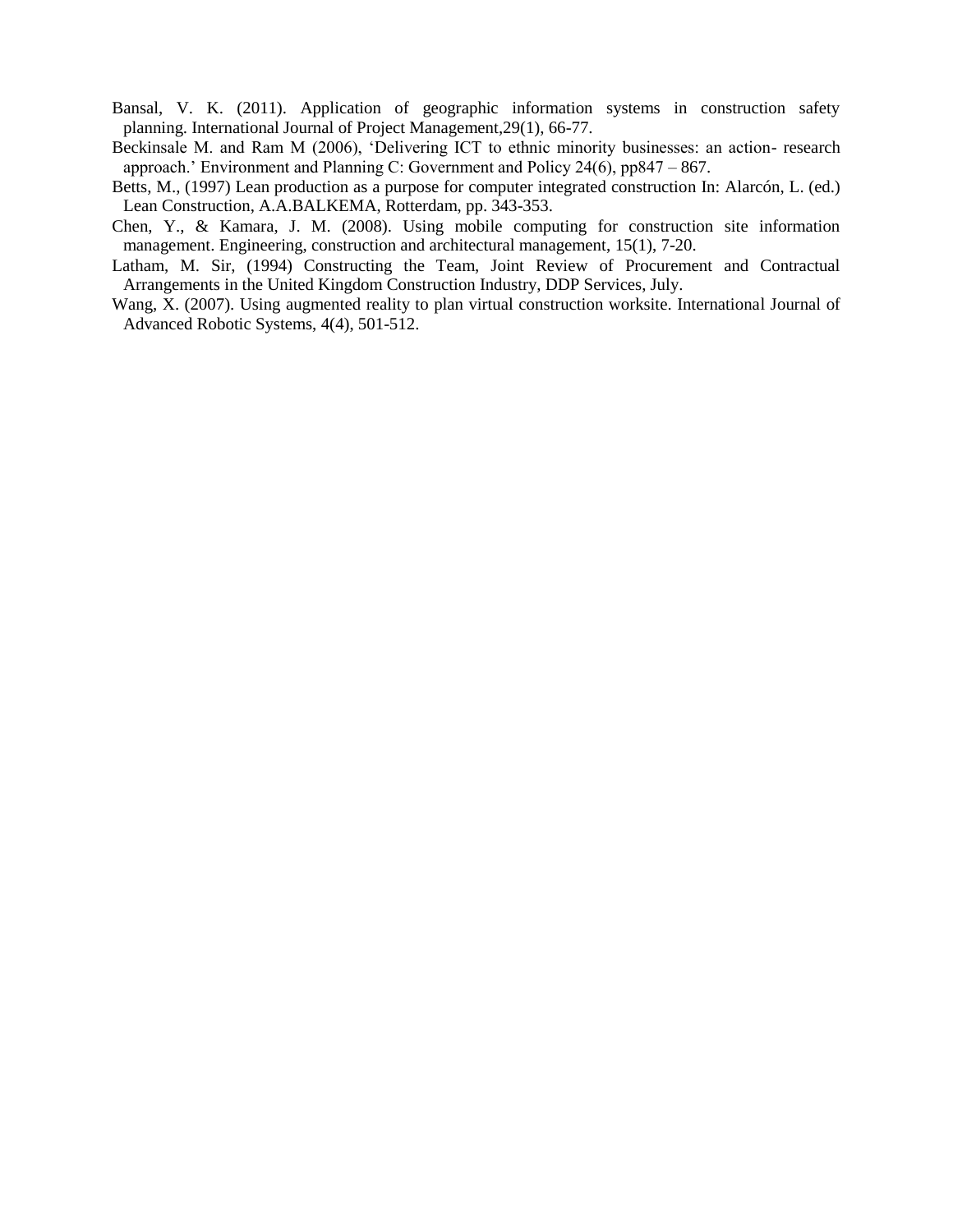Bansal, V. K. (2011). Application of geographic information systems in construction safety planning. International Journal of Project Management,29(1), 66-77.

Beckinsale M. and Ram M (2006), 'Delivering ICT to ethnic minority businesses: an action- research approach.' Environment and Planning C: Government and Policy 24(6), pp847 – 867.

Betts, M., (1997) Lean production as a purpose for computer integrated construction In: Alarcón, L. (ed.) Lean Construction, A.A.BALKEMA, Rotterdam, pp. 343-353.

Chen, Y., & Kamara, J. M. (2008). Using mobile computing for construction site information management. Engineering, construction and architectural management, 15(1), 7-20.

Latham, M. Sir, (1994) Constructing the Team, Joint Review of Procurement and Contractual Arrangements in the United Kingdom Construction Industry, DDP Services, July.

Wang, X. (2007). Using augmented reality to plan virtual construction worksite. International Journal of Advanced Robotic Systems, 4(4), 501-512.